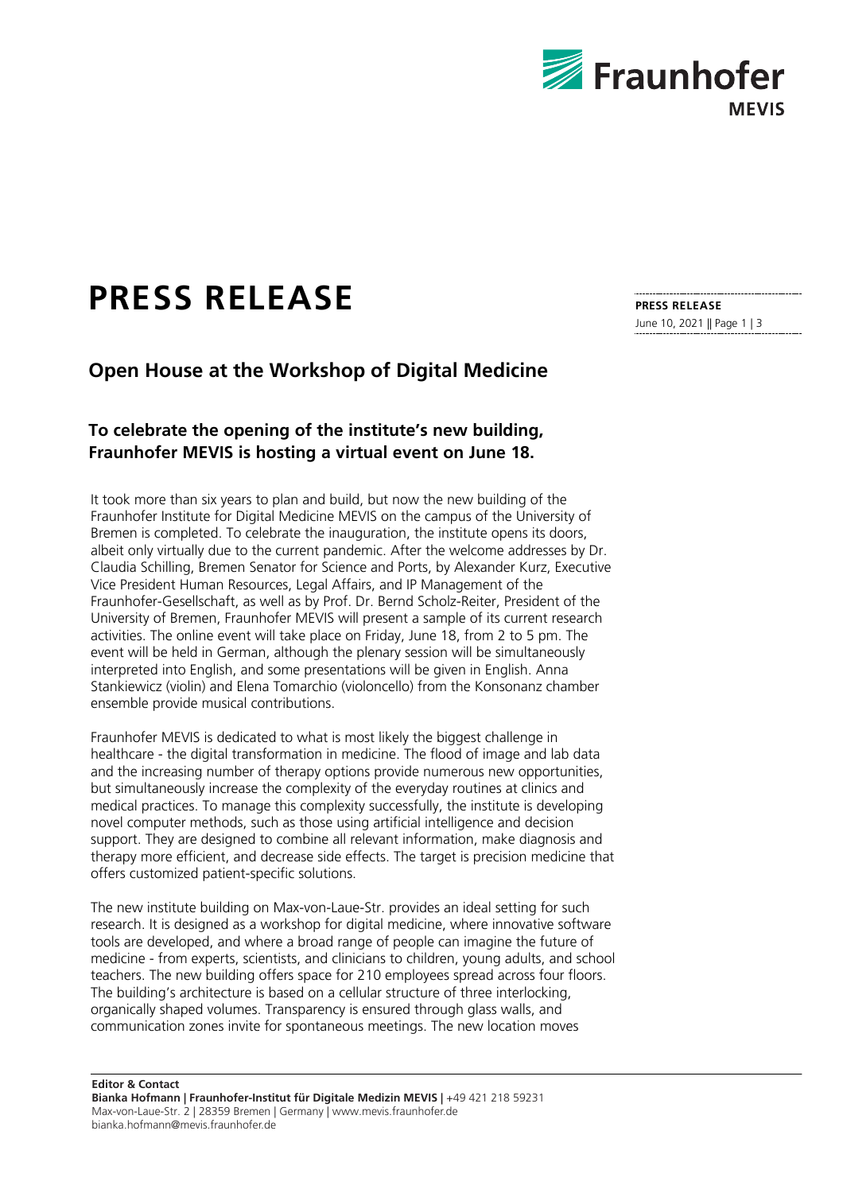# PRESS RELEASE

## Open House at the Workshop of Digital Medicine

### To celebrate the opening of the institute's new building, Fraunhofer MEVIS is hosting a virtual event on June 18.

It took more than six years to plan and build, but now the new building of the Fraunhofer Institute for Digital Medicine MEVIS on the campus of the University of Bremen is completed. To celebrate the inauguration, the institute opens its doors, albeit only virtually due to the current pandemic. After the welcome addresses by Dr. Claudia Schilling, Bremen Senator for Science and Ports, by Alexander Kurz, Executive Vice President Human Resources, Legal Affairs, and IP Management of the Fraunhofer-Gesellschaft, as well as by Prof. Dr. Bernd Scholz-Reiter, President of the University of Bremen, Fraunhofer MEVIS will present a sample of its current research activities. The online event will take place on Friday, June 18, from 2 to 5 pm. The event will be held in German, although the plenary session will be simultaneously interpreted into English, and some presentations will be given in English. Anna Stankiewicz (violin) and Elena Tomarchio (violoncello) from the Konsonanz chamber ensemble provide musical contributions.

Fraunhofer MEVIS is dedicated to what is most likely the biggest challenge in healthcare - the digital transformation in medicine. The flood of image and lab data and the increasing number of therapy options provide numerous new opportunities, but simultaneously increase the complexity of the everyday routines at clinics and medical practices. To manage this complexity successfully, the institute is developing novel computer methods, such as those using artificial intelligence and decision support. They are designed to combine all relevant information, make diagnosis and therapy more efficient, and decrease side effects. The target is precision medicine that offers customized patient-specific solutions.

The new institute building on Max-von-Laue-Str. provides an ideal setting for such research. It is designed as a workshop for digital medicine, where innovative software tools are developed, and where a broad range of people can imagine the future of medicine - from experts, scientists, and clinicians to children, young adults, and school teachers. The new building offers space for 210 employees spread across four floors. The building's architecture is based on a cellular structure of three interlocking, organically shaped volumes. Transparency is ensured through glass walls, and communication zones invite for spontaneous meetings. The new location moves

**Editor & Contact**
**Bianka Hofmann | Fraunhofer-Institut für Digitale Medizin MEVIS |** +49 421 218 59231
Max-von-Laue-Str. 2 | 28359 Bremen | Germany | www.mevis.fraunhofer.de
bianka.hofmann@mevis.fraunhofer.de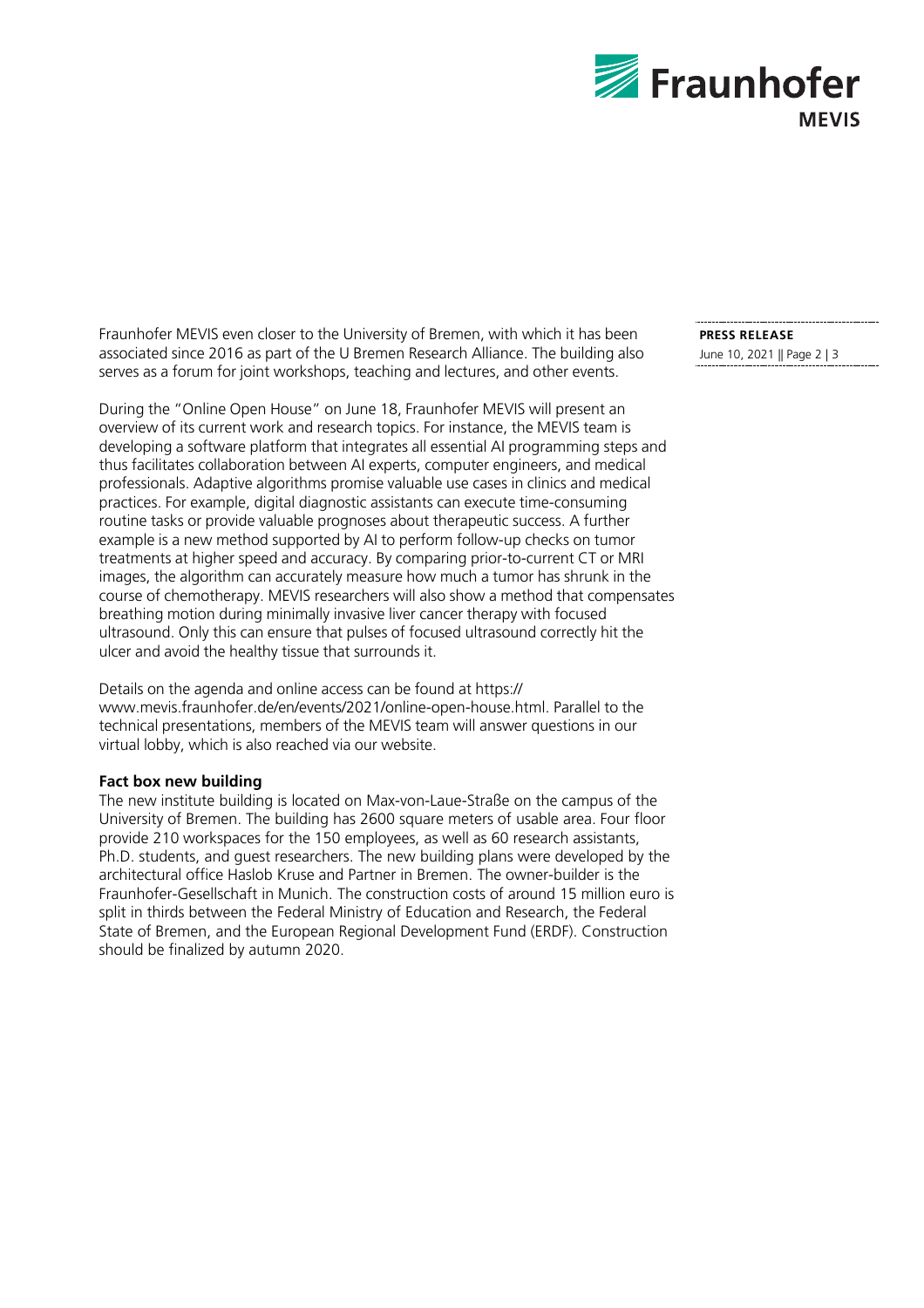Fraunhofer MEVIS even closer to the University of Bremen, with which it has been associated since 2016 as part of the U Bremen Research Alliance. The building also serves as a forum for joint workshops, teaching and lectures, and other events.

During the "Online Open House" on June 18, Fraunhofer MEVIS will present an overview of its current work and research topics. For instance, the MEVIS team is developing a software platform that integrates all essential AI programming steps and thus facilitates collaboration between AI experts, computer engineers, and medical professionals. Adaptive algorithms promise valuable use cases in clinics and medical practices. For example, digital diagnostic assistants can execute time-consuming routine tasks or provide valuable prognoses about therapeutic success. A further example is a new method supported by AI to perform follow-up checks on tumor treatments at higher speed and accuracy. By comparing prior-to-current CT or MRI images, the algorithm can accurately measure how much a tumor has shrunk in the course of chemotherapy. MEVIS researchers will also show a method that compensates breathing motion during minimally invasive liver cancer therapy with focused ultrasound. Only this can ensure that pulses of focused ultrasound correctly hit the ulcer and avoid the healthy tissue that surrounds it.

Details on the agenda and online access can be found at https://www.mevis.fraunhofer.de/en/events/2021/online-open-house.html. Parallel to the technical presentations, members of the MEVIS team will answer questions in our virtual lobby, which is also reached via our website.

**Fact box new building**

The new institute building is located on Max-von-Laue-Straße on the campus of the University of Bremen. The building has 2600 square meters of usable area. Four floor provide 210 workspaces for the 150 employees, as well as 60 research assistants, Ph.D. students, and guest researchers. The new building plans were developed by the architectural office Haslob Kruse and Partner in Bremen. The owner-builder is the Fraunhofer-Gesellschaft in Munich. The construction costs of around 15 million euro is split in thirds between the Federal Ministry of Education and Research, the Federal State of Bremen, and the European Regional Development Fund (ERDF). Construction should be finalized by autumn 2020.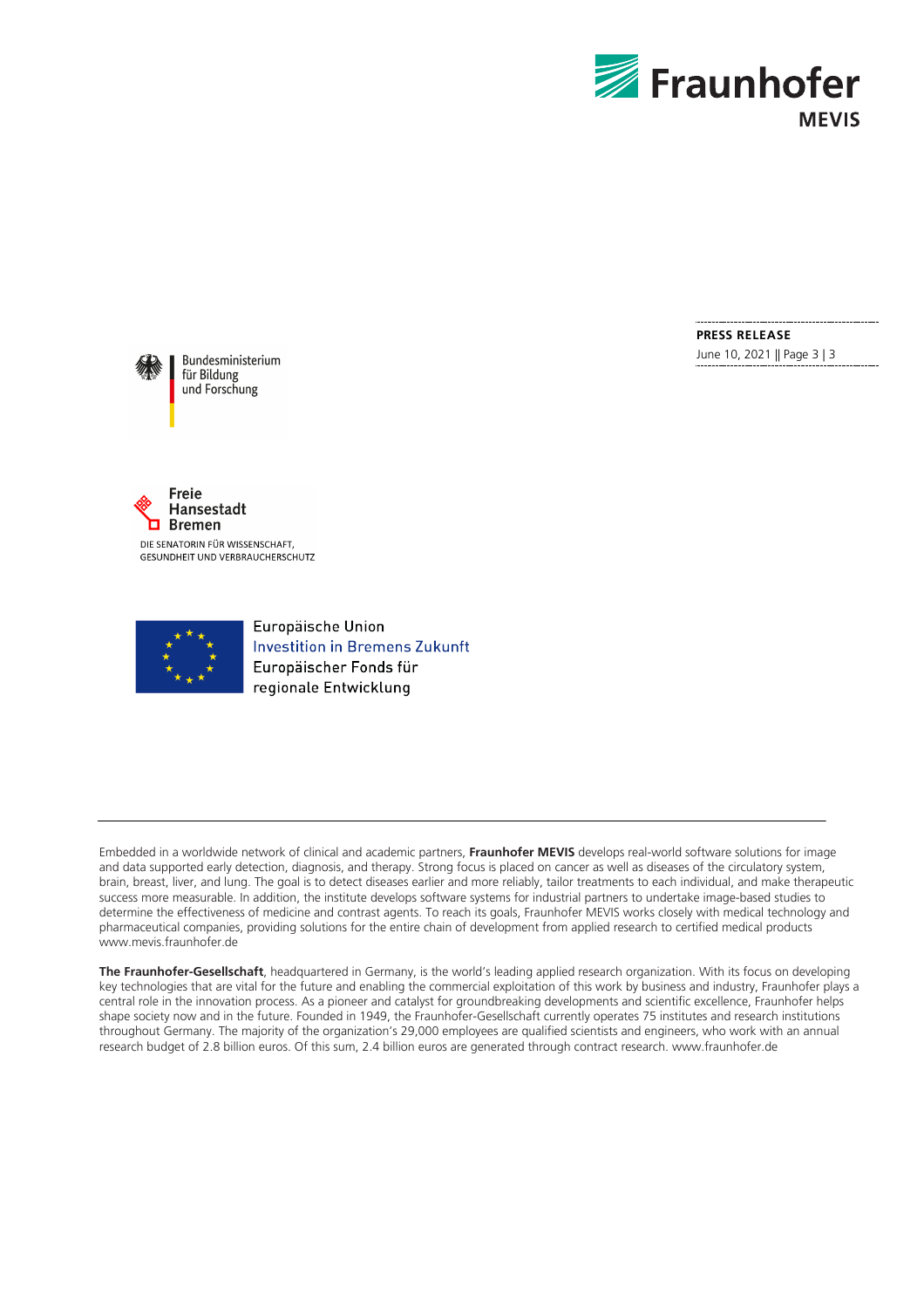Bundesministerium für Bildung und Forschung

Freie Hansestadt Bremen

DIE SENATORIN FÜR WISSENSCHAFT, GESUNDHEIT UND VERBRAUCHERSCHUTZ

Europäische Union
Investition in Bremens Zukunft
Europäischer Fonds für regionale Entwicklung

---

Embedded in a worldwide network of clinical and academic partners, **Fraunhofer MEVIS** develops real-world software solutions for image and data supported early detection, diagnosis, and therapy. Strong focus is placed on cancer as well as diseases of the circulatory system, brain, breast, liver, and lung. The goal is to detect diseases earlier and more reliably, tailor treatments to each individual, and make therapeutic success more measurable. In addition, the institute develops software systems for industrial partners to undertake image-based studies to determine the effectiveness of medicine and contrast agents. To reach its goals, Fraunhofer MEVIS works closely with medical technology and pharmaceutical companies, providing solutions for the entire chain of development from applied research to certified medical products www.mevis.fraunhofer.de

**The Fraunhofer-Gesellschaft**, headquartered in Germany, is the world's leading applied research organization. With its focus on developing key technologies that are vital for the future and enabling the commercial exploitation of this work by business and industry, Fraunhofer plays a central role in the innovation process. As a pioneer and catalyst for groundbreaking developments and scientific excellence, Fraunhofer helps shape society now and in the future. Founded in 1949, the Fraunhofer-Gesellschaft currently operates 75 institutes and research institutions throughout Germany. The majority of the organization's 29,000 employees are qualified scientists and engineers, who work with an annual research budget of 2.8 billion euros. Of this sum, 2.4 billion euros are generated through contract research. www.fraunhofer.de